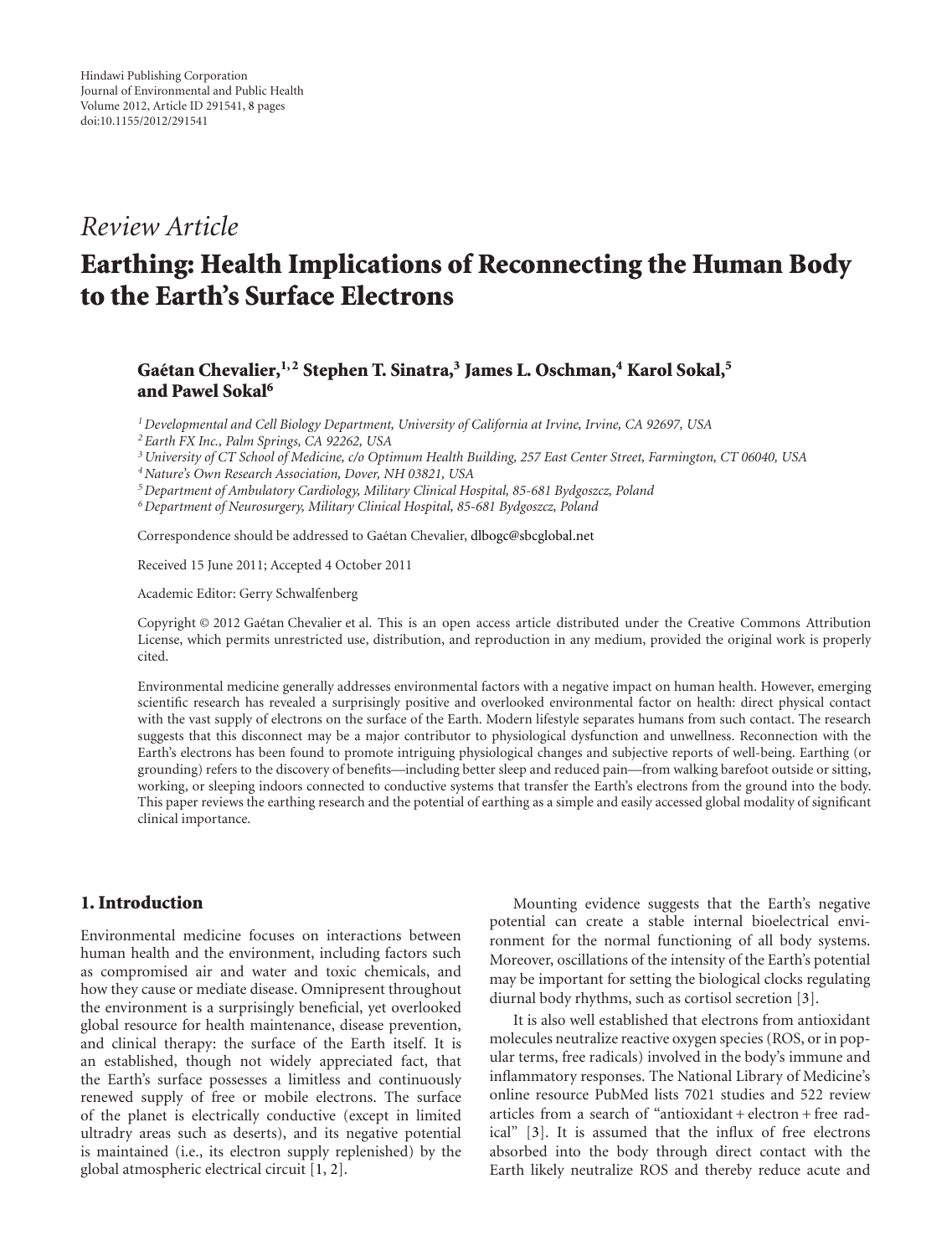Hindawi Publishing Corporation
Journal of Environmental and Public Health
Volume 2012, Article ID 291541, 8 pages
doi:10.1155/2012/291541

*Review Article*

# Earthing: Health Implications of Reconnecting the Human Body to the Earth's Surface Electrons

**Gaétan Chevalier,[1,2] Stephen T. Sinatra,[3] James L. Oschman,[4] Karol Sokal,[5] and Pawel Sokal[6]**

[1] *Developmental and Cell Biology Department, University of California at Irvine, Irvine, CA 92697, USA*
[2] *Earth FX Inc., Palm Springs, CA 92262, USA*
[3] *University of CT School of Medicine, c/o Optimum Health Building, 257 East Center Street, Farmington, CT 06040, USA*
[4] *Nature's Own Research Association, Dover, NH 03821, USA*
[5] *Department of Ambulatory Cardiology, Military Clinical Hospital, 85-681 Bydgoszcz, Poland*
[6] *Department of Neurosurgery, Military Clinical Hospital, 85-681 Bydgoszcz, Poland*

Correspondence should be addressed to Gaétan Chevalier, dlbogc@sbcglobal.net

Received 15 June 2011; Accepted 4 October 2011

Academic Editor: Gerry Schwalfenberg

Copyright © 2012 Gaétan Chevalier et al. This is an open access article distributed under the Creative Commons Attribution License, which permits unrestricted use, distribution, and reproduction in any medium, provided the original work is properly cited.

Environmental medicine generally addresses environmental factors with a negative impact on human health. However, emerging scientific research has revealed a surprisingly positive and overlooked environmental factor on health: direct physical contact with the vast supply of electrons on the surface of the Earth. Modern lifestyle separates humans from such contact. The research suggests that this disconnect may be a major contributor to physiological dysfunction and unwellness. Reconnection with the Earth's electrons has been found to promote intriguing physiological changes and subjective reports of well-being. Earthing (or grounding) refers to the discovery of benefits—including better sleep and reduced pain—from walking barefoot outside or sitting, working, or sleeping indoors connected to conductive systems that transfer the Earth's electrons from the ground into the body. This paper reviews the earthing research and the potential of earthing as a simple and easily accessed global modality of significant clinical importance.

## 1. Introduction

Environmental medicine focuses on interactions between human health and the environment, including factors such as compromised air and water and toxic chemicals, and how they cause or mediate disease. Omnipresent throughout the environment is a surprisingly beneficial, yet overlooked global resource for health maintenance, disease prevention, and clinical therapy: the surface of the Earth itself. It is an established, though not widely appreciated fact, that the Earth's surface possesses a limitless and continuously renewed supply of free or mobile electrons. The surface of the planet is electrically conductive (except in limited ultradry areas such as deserts), and its negative potential is maintained (i.e., its electron supply replenished) by the global atmospheric electrical circuit [1, 2].

Mounting evidence suggests that the Earth's negative potential can create a stable internal bioelectrical environment for the normal functioning of all body systems. Moreover, oscillations of the intensity of the Earth's potential may be important for setting the biological clocks regulating diurnal body rhythms, such as cortisol secretion [3].

It is also well established that electrons from antioxidant molecules neutralize reactive oxygen species (ROS, or in popular terms, free radicals) involved in the body's immune and inflammatory responses. The National Library of Medicine's online resource PubMed lists 7021 studies and 522 review articles from a search of "antioxidant + electron + free radical" [3]. It is assumed that the influx of free electrons absorbed into the body through direct contact with the Earth likely neutralize ROS and thereby reduce acute and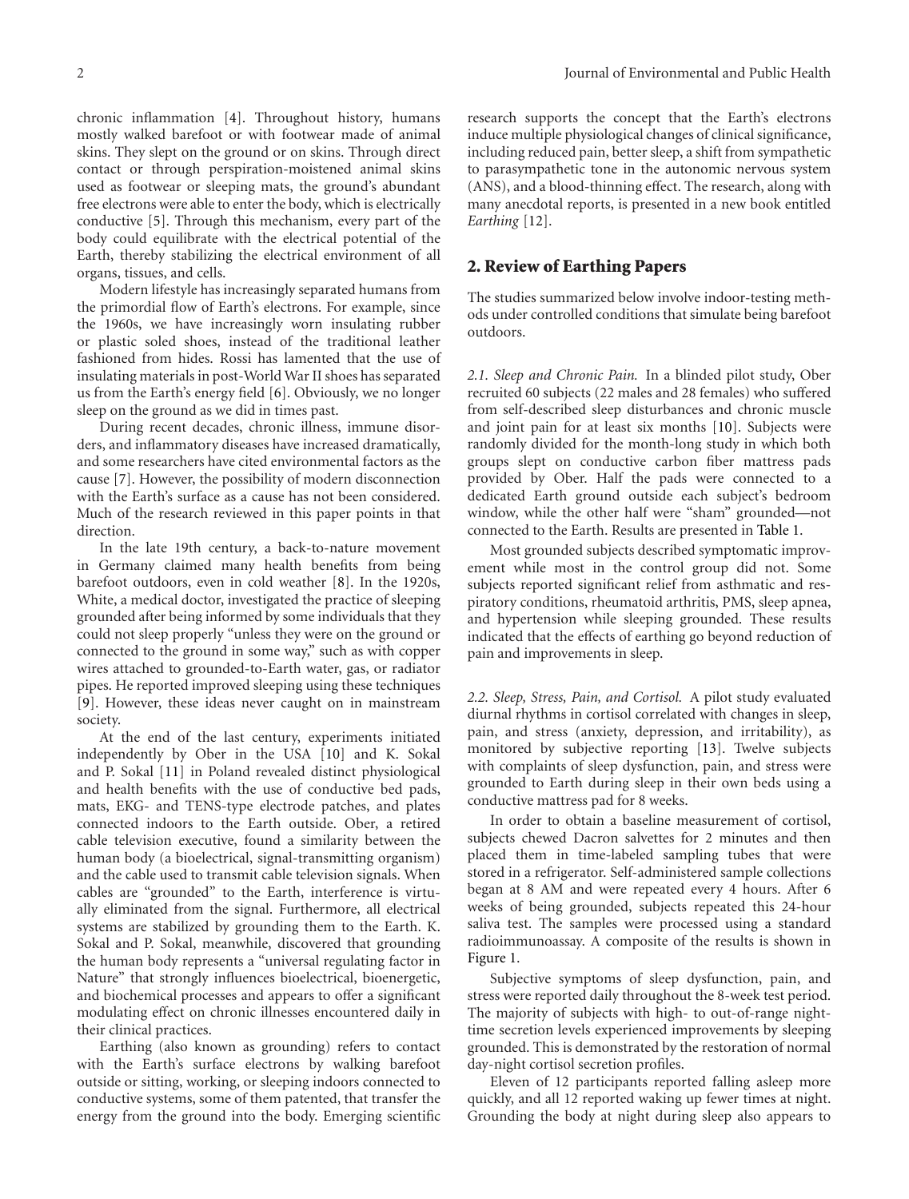chronic inflammation [4]. Throughout history, humans mostly walked barefoot or with footwear made of animal skins. They slept on the ground or on skins. Through direct contact or through perspiration-moistened animal skins used as footwear or sleeping mats, the ground's abundant free electrons were able to enter the body, which is electrically conductive [5]. Through this mechanism, every part of the body could equilibrate with the electrical potential of the Earth, thereby stabilizing the electrical environment of all organs, tissues, and cells.

Modern lifestyle has increasingly separated humans from the primordial flow of Earth's electrons. For example, since the 1960s, we have increasingly worn insulating rubber or plastic soled shoes, instead of the traditional leather fashioned from hides. Rossi has lamented that the use of insulating materials in post-World War II shoes has separated us from the Earth's energy field [6]. Obviously, we no longer sleep on the ground as we did in times past.

During recent decades, chronic illness, immune disorders, and inflammatory diseases have increased dramatically, and some researchers have cited environmental factors as the cause [7]. However, the possibility of modern disconnection with the Earth's surface as a cause has not been considered. Much of the research reviewed in this paper points in that direction.

In the late 19th century, a back-to-nature movement in Germany claimed many health benefits from being barefoot outdoors, even in cold weather [8]. In the 1920s, White, a medical doctor, investigated the practice of sleeping grounded after being informed by some individuals that they could not sleep properly "unless they were on the ground or connected to the ground in some way," such as with copper wires attached to grounded-to-Earth water, gas, or radiator pipes. He reported improved sleeping using these techniques [9]. However, these ideas never caught on in mainstream society.

At the end of the last century, experiments initiated independently by Ober in the USA [10] and K. Sokal and P. Sokal [11] in Poland revealed distinct physiological and health benefits with the use of conductive bed pads, mats, EKG- and TENS-type electrode patches, and plates connected indoors to the Earth outside. Ober, a retired cable television executive, found a similarity between the human body (a bioelectrical, signal-transmitting organism) and the cable used to transmit cable television signals. When cables are "grounded" to the Earth, interference is virtually eliminated from the signal. Furthermore, all electrical systems are stabilized by grounding them to the Earth. K. Sokal and P. Sokal, meanwhile, discovered that grounding the human body represents a "universal regulating factor in Nature" that strongly influences bioelectrical, bioenergetic, and biochemical processes and appears to offer a significant modulating effect on chronic illnesses encountered daily in their clinical practices.

Earthing (also known as grounding) refers to contact with the Earth's surface electrons by walking barefoot outside or sitting, working, or sleeping indoors connected to conductive systems, some of them patented, that transfer the energy from the ground into the body. Emerging scientific research supports the concept that the Earth's electrons induce multiple physiological changes of clinical significance, including reduced pain, better sleep, a shift from sympathetic to parasympathetic tone in the autonomic nervous system (ANS), and a blood-thinning effect. The research, along with many anecdotal reports, is presented in a new book entitled *Earthing* [12].

## 2. Review of Earthing Papers

The studies summarized below involve indoor-testing methods under controlled conditions that simulate being barefoot outdoors.

*2.1. Sleep and Chronic Pain.* In a blinded pilot study, Ober recruited 60 subjects (22 males and 28 females) who suffered from self-described sleep disturbances and chronic muscle and joint pain for at least six months [10]. Subjects were randomly divided for the month-long study in which both groups slept on conductive carbon fiber mattress pads provided by Ober. Half the pads were connected to a dedicated Earth ground outside each subject's bedroom window, while the other half were "sham" grounded—not connected to the Earth. Results are presented in Table 1.

Most grounded subjects described symptomatic improvement while most in the control group did not. Some subjects reported significant relief from asthmatic and respiratory conditions, rheumatoid arthritis, PMS, sleep apnea, and hypertension while sleeping grounded. These results indicated that the effects of earthing go beyond reduction of pain and improvements in sleep.

*2.2. Sleep, Stress, Pain, and Cortisol.* A pilot study evaluated diurnal rhythms in cortisol correlated with changes in sleep, pain, and stress (anxiety, depression, and irritability), as monitored by subjective reporting [13]. Twelve subjects with complaints of sleep dysfunction, pain, and stress were grounded to Earth during sleep in their own beds using a conductive mattress pad for 8 weeks.

In order to obtain a baseline measurement of cortisol, subjects chewed Dacron salvettes for 2 minutes and then placed them in time-labeled sampling tubes that were stored in a refrigerator. Self-administered sample collections began at 8 AM and were repeated every 4 hours. After 6 weeks of being grounded, subjects repeated this 24-hour saliva test. The samples were processed using a standard radioimmunoassay. A composite of the results is shown in Figure 1.

Subjective symptoms of sleep dysfunction, pain, and stress were reported daily throughout the 8-week test period. The majority of subjects with high- to out-of-range nighttime secretion levels experienced improvements by sleeping grounded. This is demonstrated by the restoration of normal day-night cortisol secretion profiles.

Eleven of 12 participants reported falling asleep more quickly, and all 12 reported waking up fewer times at night. Grounding the body at night during sleep also appears to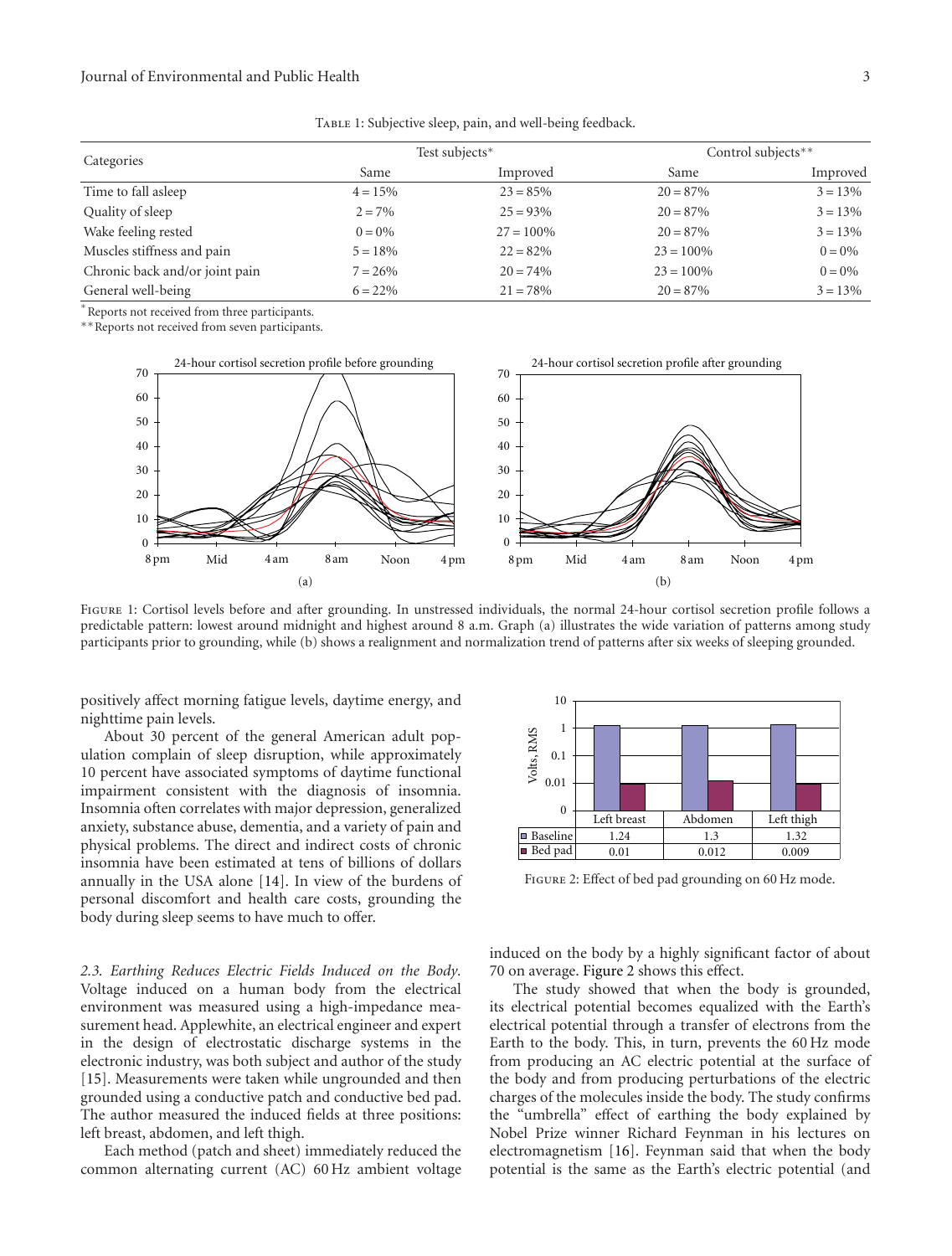Table 1: Subjective sleep, pain, and well-being feedback.

| Categories | Test subjects* | | Control subjects** | |
|---|---|---|---|---|
| | Same | Improved | Same | Improved |
| Time to fall asleep | 4 = 15% | 23 = 85% | 20 = 87% | 3 = 13% |
| Quality of sleep | 2 = 7% | 25 = 93% | 20 = 87% | 3 = 13% |
| Wake feeling rested | 0 = 0% | 27 = 100% | 20 = 87% | 3 = 13% |
| Muscles stiffness and pain | 5 = 18% | 22 = 82% | 23 = 100% | 0 = 0% |
| Chronic back and/or joint pain | 7 = 26% | 20 = 74% | 23 = 100% | 0 = 0% |
| General well-being | 6 = 22% | 21 = 78% | 20 = 87% | 3 = 13% |

*Reports not received from three participants.

**Reports not received from seven participants.

Figure 1: Cortisol levels before and after grounding. In unstressed individuals, the normal 24-hour cortisol secretion profile follows a predictable pattern: lowest around midnight and highest around 8 a.m. Graph (a) illustrates the wide variation of patterns among study participants prior to grounding, while (b) shows a realignment and normalization trend of patterns after six weeks of sleeping grounded.

positively affect morning fatigue levels, daytime energy, and nighttime pain levels.

About 30 percent of the general American adult population complain of sleep disruption, while approximately 10 percent have associated symptoms of daytime functional impairment consistent with the diagnosis of insomnia. Insomnia often correlates with major depression, generalized anxiety, substance abuse, dementia, and a variety of pain and physical problems. The direct and indirect costs of chronic insomnia have been estimated at tens of billions of dollars annually in the USA alone [14]. In view of the burdens of personal discomfort and health care costs, grounding the body during sleep seems to have much to offer.

*2.3. Earthing Reduces Electric Fields Induced on the Body.* Voltage induced on a human body from the electrical environment was measured using a high-impedance measurement head. Applewhite, an electrical engineer and expert in the design of electrostatic discharge systems in the electronic industry, was both subject and author of the study [15]. Measurements were taken while ungrounded and then grounded using a conductive patch and conductive bed pad. The author measured the induced fields at three positions: left breast, abdomen, and left thigh.

Each method (patch and sheet) immediately reduced the common alternating current (AC) 60 Hz ambient voltage induced on the body by a highly significant factor of about 70 on average. Figure 2 shows this effect.

| | Left breast | Abdomen | Left thigh |
|---|---|---|---|
| Baseline | 1.24 | 1.3 | 1.32 |
| Bed pad | 0.01 | 0.012 | 0.009 |

Figure 2: Effect of bed pad grounding on 60 Hz mode.

The study showed that when the body is grounded, its electrical potential becomes equalized with the Earth's electrical potential through a transfer of electrons from the Earth to the body. This, in turn, prevents the 60 Hz mode from producing an AC electric potential at the surface of the body and from producing perturbations of the electric charges of the molecules inside the body. The study confirms the "umbrella" effect of earthing the body explained by Nobel Prize winner Richard Feynman in his lectures on electromagnetism [16]. Feynman said that when the body potential is the same as the Earth's electric potential (and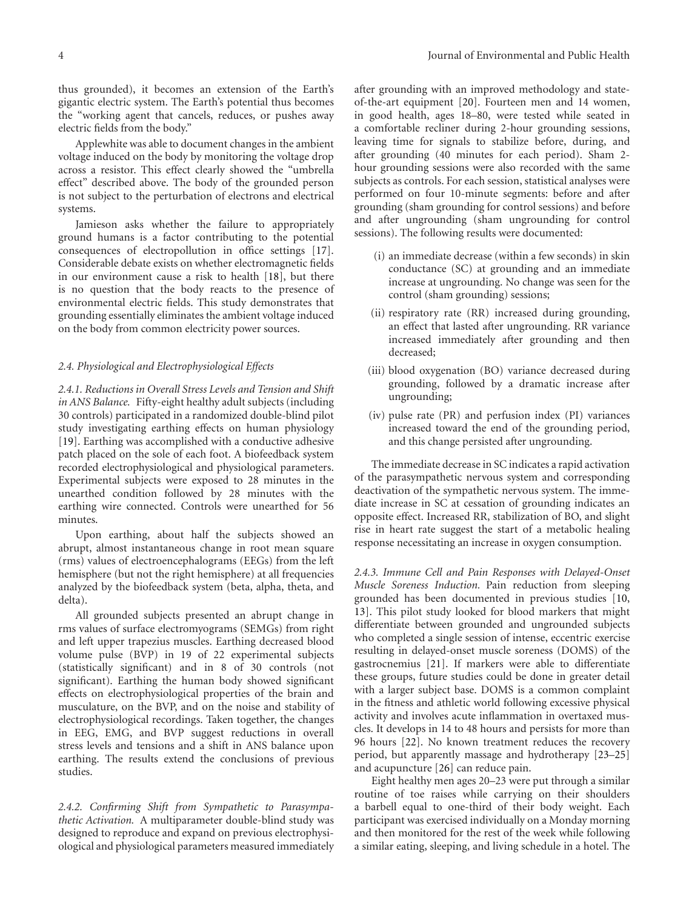thus grounded), it becomes an extension of the Earth's gigantic electric system. The Earth's potential thus becomes the "working agent that cancels, reduces, or pushes away electric fields from the body."

Applewhite was able to document changes in the ambient voltage induced on the body by monitoring the voltage drop across a resistor. This effect clearly showed the "umbrella effect" described above. The body of the grounded person is not subject to the perturbation of electrons and electrical systems.

Jamieson asks whether the failure to appropriately ground humans is a factor contributing to the potential consequences of electropollution in office settings [17]. Considerable debate exists on whether electromagnetic fields in our environment cause a risk to health [18], but there is no question that the body reacts to the presence of environmental electric fields. This study demonstrates that grounding essentially eliminates the ambient voltage induced on the body from common electricity power sources.

### *2.4. Physiological and Electrophysiological Effects*

*2.4.1. Reductions in Overall Stress Levels and Tension and Shift in ANS Balance.* Fifty-eight healthy adult subjects (including 30 controls) participated in a randomized double-blind pilot study investigating earthing effects on human physiology [19]. Earthing was accomplished with a conductive adhesive patch placed on the sole of each foot. A biofeedback system recorded electrophysiological and physiological parameters. Experimental subjects were exposed to 28 minutes in the unearthed condition followed by 28 minutes with the earthing wire connected. Controls were unearthed for 56 minutes.

Upon earthing, about half the subjects showed an abrupt, almost instantaneous change in root mean square (rms) values of electroencephalograms (EEGs) from the left hemisphere (but not the right hemisphere) at all frequencies analyzed by the biofeedback system (beta, alpha, theta, and delta).

All grounded subjects presented an abrupt change in rms values of surface electromyograms (SEMGs) from right and left upper trapezius muscles. Earthing decreased blood volume pulse (BVP) in 19 of 22 experimental subjects (statistically significant) and in 8 of 30 controls (not significant). Earthing the human body showed significant effects on electrophysiological properties of the brain and musculature, on the BVP, and on the noise and stability of electrophysiological recordings. Taken together, the changes in EEG, EMG, and BVP suggest reductions in overall stress levels and tensions and a shift in ANS balance upon earthing. The results extend the conclusions of previous studies.

*2.4.2. Confirming Shift from Sympathetic to Parasympathetic Activation.* A multiparameter double-blind study was designed to reproduce and expand on previous electrophysiological and physiological parameters measured immediately after grounding with an improved methodology and state-of-the-art equipment [20]. Fourteen men and 14 women, in good health, ages 18–80, were tested while seated in a comfortable recliner during 2-hour grounding sessions, leaving time for signals to stabilize before, during, and after grounding (40 minutes for each period). Sham 2-hour grounding sessions were also recorded with the same subjects as controls. For each session, statistical analyses were performed on four 10-minute segments: before and after grounding (sham grounding for control sessions) and before and after ungrounding (sham ungrounding for control sessions). The following results were documented:

(i) an immediate decrease (within a few seconds) in skin conductance (SC) at grounding and an immediate increase at ungrounding. No change was seen for the control (sham grounding) sessions;

(ii) respiratory rate (RR) increased during grounding, an effect that lasted after ungrounding. RR variance increased immediately after grounding and then decreased;

(iii) blood oxygenation (BO) variance decreased during grounding, followed by a dramatic increase after ungrounding;

(iv) pulse rate (PR) and perfusion index (PI) variances increased toward the end of the grounding period, and this change persisted after ungrounding.

The immediate decrease in SC indicates a rapid activation of the parasympathetic nervous system and corresponding deactivation of the sympathetic nervous system. The immediate increase in SC at cessation of grounding indicates an opposite effect. Increased RR, stabilization of BO, and slight rise in heart rate suggest the start of a metabolic healing response necessitating an increase in oxygen consumption.

*2.4.3. Immune Cell and Pain Responses with Delayed-Onset Muscle Soreness Induction.* Pain reduction from sleeping grounded has been documented in previous studies [10, 13]. This pilot study looked for blood markers that might differentiate between grounded and ungrounded subjects who completed a single session of intense, eccentric exercise resulting in delayed-onset muscle soreness (DOMS) of the gastrocnemius [21]. If markers were able to differentiate these groups, future studies could be done in greater detail with a larger subject base. DOMS is a common complaint in the fitness and athletic world following excessive physical activity and involves acute inflammation in overtaxed muscles. It develops in 14 to 48 hours and persists for more than 96 hours [22]. No known treatment reduces the recovery period, but apparently massage and hydrotherapy [23–25] and acupuncture [26] can reduce pain.

Eight healthy men ages 20–23 were put through a similar routine of toe raises while carrying on their shoulders a barbell equal to one-third of their body weight. Each participant was exercised individually on a Monday morning and then monitored for the rest of the week while following a similar eating, sleeping, and living schedule in a hotel. The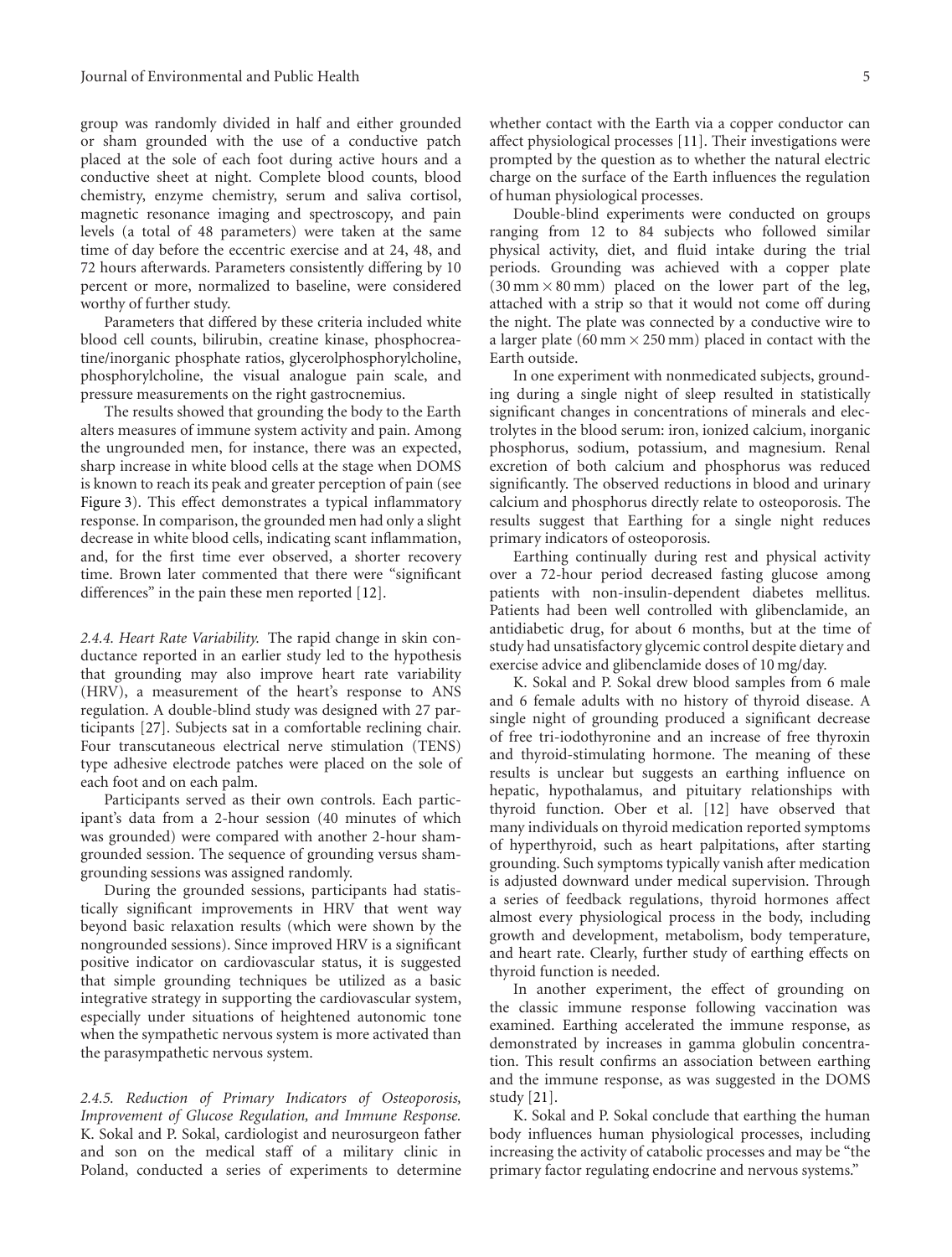group was randomly divided in half and either grounded or sham grounded with the use of a conductive patch placed at the sole of each foot during active hours and a conductive sheet at night. Complete blood counts, blood chemistry, enzyme chemistry, serum and saliva cortisol, magnetic resonance imaging and spectroscopy, and pain levels (a total of 48 parameters) were taken at the same time of day before the eccentric exercise and at 24, 48, and 72 hours afterwards. Parameters consistently differing by 10 percent or more, normalized to baseline, were considered worthy of further study.

Parameters that differed by these criteria included white blood cell counts, bilirubin, creatine kinase, phosphocreatine/inorganic phosphate ratios, glycerolphosphorylcholine, phosphorylcholine, the visual analogue pain scale, and pressure measurements on the right gastrocnemius.

The results showed that grounding the body to the Earth alters measures of immune system activity and pain. Among the ungrounded men, for instance, there was an expected, sharp increase in white blood cells at the stage when DOMS is known to reach its peak and greater perception of pain (see Figure 3). This effect demonstrates a typical inflammatory response. In comparison, the grounded men had only a slight decrease in white blood cells, indicating scant inflammation, and, for the first time ever observed, a shorter recovery time. Brown later commented that there were "significant differences" in the pain these men reported [12].

*2.4.4. Heart Rate Variability.* The rapid change in skin conductance reported in an earlier study led to the hypothesis that grounding may also improve heart rate variability (HRV), a measurement of the heart's response to ANS regulation. A double-blind study was designed with 27 participants [27]. Subjects sat in a comfortable reclining chair. Four transcutaneous electrical nerve stimulation (TENS) type adhesive electrode patches were placed on the sole of each foot and on each palm.

Participants served as their own controls. Each participant's data from a 2-hour session (40 minutes of which was grounded) were compared with another 2-hour sham-grounded session. The sequence of grounding versus sham-grounding sessions was assigned randomly.

During the grounded sessions, participants had statistically significant improvements in HRV that went way beyond basic relaxation results (which were shown by the nongrounded sessions). Since improved HRV is a significant positive indicator on cardiovascular status, it is suggested that simple grounding techniques be utilized as a basic integrative strategy in supporting the cardiovascular system, especially under situations of heightened autonomic tone when the sympathetic nervous system is more activated than the parasympathetic nervous system.

*2.4.5. Reduction of Primary Indicators of Osteoporosis, Improvement of Glucose Regulation, and Immune Response.* K. Sokal and P. Sokal, cardiologist and neurosurgeon father and son on the medical staff of a military clinic in Poland, conducted a series of experiments to determine whether contact with the Earth via a copper conductor can affect physiological processes [11]. Their investigations were prompted by the question as to whether the natural electric charge on the surface of the Earth influences the regulation of human physiological processes.

Double-blind experiments were conducted on groups ranging from 12 to 84 subjects who followed similar physical activity, diet, and fluid intake during the trial periods. Grounding was achieved with a copper plate ($30\,\text{mm} \times 80\,\text{mm}$) placed on the lower part of the leg, attached with a strip so that it would not come off during the night. The plate was connected by a conductive wire to a larger plate ($60\,\text{mm} \times 250\,\text{mm}$) placed in contact with the Earth outside.

In one experiment with nonmedicated subjects, grounding during a single night of sleep resulted in statistically significant changes in concentrations of minerals and electrolytes in the blood serum: iron, ionized calcium, inorganic phosphorus, sodium, potassium, and magnesium. Renal excretion of both calcium and phosphorus was reduced significantly. The observed reductions in blood and urinary calcium and phosphorus directly relate to osteoporosis. The results suggest that Earthing for a single night reduces primary indicators of osteoporosis.

Earthing continually during rest and physical activity over a 72-hour period decreased fasting glucose among patients with non-insulin-dependent diabetes mellitus. Patients had been well controlled with glibenclamide, an antidiabetic drug, for about 6 months, but at the time of study had unsatisfactory glycemic control despite dietary and exercise advice and glibenclamide doses of 10 mg/day.

K. Sokal and P. Sokal drew blood samples from 6 male and 6 female adults with no history of thyroid disease. A single night of grounding produced a significant decrease of free tri-iodothyronine and an increase of free thyroxin and thyroid-stimulating hormone. The meaning of these results is unclear but suggests an earthing influence on hepatic, hypothalamus, and pituitary relationships with thyroid function. Ober et al. [12] have observed that many individuals on thyroid medication reported symptoms of hyperthyroid, such as heart palpitations, after starting grounding. Such symptoms typically vanish after medication is adjusted downward under medical supervision. Through a series of feedback regulations, thyroid hormones affect almost every physiological process in the body, including growth and development, metabolism, body temperature, and heart rate. Clearly, further study of earthing effects on thyroid function is needed.

In another experiment, the effect of grounding on the classic immune response following vaccination was examined. Earthing accelerated the immune response, as demonstrated by increases in gamma globulin concentration. This result confirms an association between earthing and the immune response, as was suggested in the DOMS study [21].

K. Sokal and P. Sokal conclude that earthing the human body influences human physiological processes, including increasing the activity of catabolic processes and may be "the primary factor regulating endocrine and nervous systems."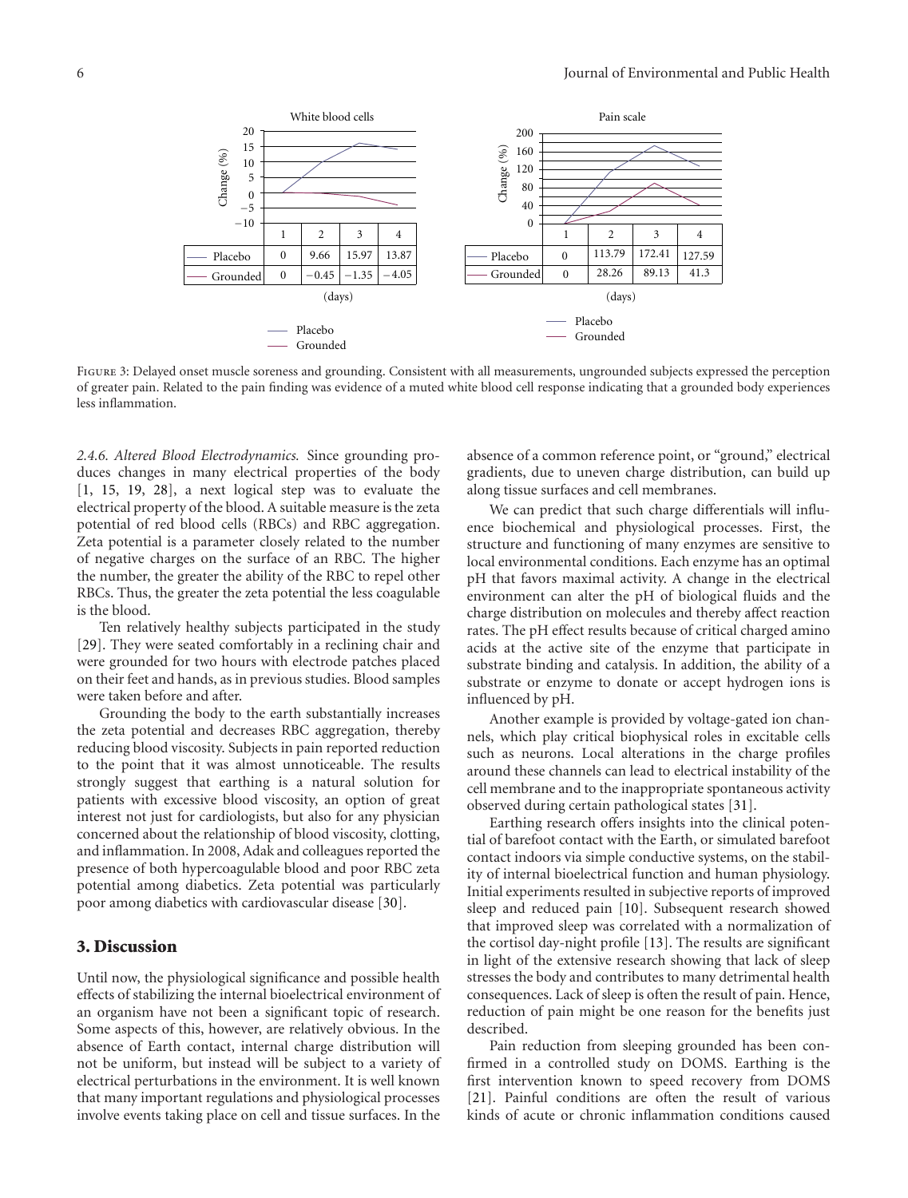White blood cells

| (days) | 1 | 2 | 3 | 4 |
|---|---|---|---|---|
| Placebo | 0 | 9.66 | 15.97 | 13.87 |
| Grounded | 0 | −0.45 | −1.35 | −4.05 |

Pain scale

| (days) | 1 | 2 | 3 | 4 |
|---|---|---|---|---|
| Placebo | 0 | 113.79 | 172.41 | 127.59 |
| Grounded | 0 | 28.26 | 89.13 | 41.3 |

Figure 3: Delayed onset muscle soreness and grounding. Consistent with all measurements, ungrounded subjects expressed the perception of greater pain. Related to the pain finding was evidence of a muted white blood cell response indicating that a grounded body experiences less inflammation.

*2.4.6. Altered Blood Electrodynamics.* Since grounding produces changes in many electrical properties of the body [1, 15, 19, 28], a next logical step was to evaluate the electrical property of the blood. A suitable measure is the zeta potential of red blood cells (RBCs) and RBC aggregation. Zeta potential is a parameter closely related to the number of negative charges on the surface of an RBC. The higher the number, the greater the ability of the RBC to repel other RBCs. Thus, the greater the zeta potential the less coagulable is the blood.

Ten relatively healthy subjects participated in the study [29]. They were seated comfortably in a reclining chair and were grounded for two hours with electrode patches placed on their feet and hands, as in previous studies. Blood samples were taken before and after.

Grounding the body to the earth substantially increases the zeta potential and decreases RBC aggregation, thereby reducing blood viscosity. Subjects in pain reported reduction to the point that it was almost unnoticeable. The results strongly suggest that earthing is a natural solution for patients with excessive blood viscosity, an option of great interest not just for cardiologists, but also for any physician concerned about the relationship of blood viscosity, clotting, and inflammation. In 2008, Adak and colleagues reported the presence of both hypercoagulable blood and poor RBC zeta potential among diabetics. Zeta potential was particularly poor among diabetics with cardiovascular disease [30].

## 3. Discussion

Until now, the physiological significance and possible health effects of stabilizing the internal bioelectrical environment of an organism have not been a significant topic of research. Some aspects of this, however, are relatively obvious. In the absence of Earth contact, internal charge distribution will not be uniform, but instead will be subject to a variety of electrical perturbations in the environment. It is well known that many important regulations and physiological processes involve events taking place on cell and tissue surfaces. In the absence of a common reference point, or "ground," electrical gradients, due to uneven charge distribution, can build up along tissue surfaces and cell membranes.

We can predict that such charge differentials will influence biochemical and physiological processes. First, the structure and functioning of many enzymes are sensitive to local environmental conditions. Each enzyme has an optimal pH that favors maximal activity. A change in the electrical environment can alter the pH of biological fluids and the charge distribution on molecules and thereby affect reaction rates. The pH effect results because of critical charged amino acids at the active site of the enzyme that participate in substrate binding and catalysis. In addition, the ability of a substrate or enzyme to donate or accept hydrogen ions is influenced by pH.

Another example is provided by voltage-gated ion channels, which play critical biophysical roles in excitable cells such as neurons. Local alterations in the charge profiles around these channels can lead to electrical instability of the cell membrane and to the inappropriate spontaneous activity observed during certain pathological states [31].

Earthing research offers insights into the clinical potential of barefoot contact with the Earth, or simulated barefoot contact indoors via simple conductive systems, on the stability of internal bioelectrical function and human physiology. Initial experiments resulted in subjective reports of improved sleep and reduced pain [10]. Subsequent research showed that improved sleep was correlated with a normalization of the cortisol day-night profile [13]. The results are significant in light of the extensive research showing that lack of sleep stresses the body and contributes to many detrimental health consequences. Lack of sleep is often the result of pain. Hence, reduction of pain might be one reason for the benefits just described.

Pain reduction from sleeping grounded has been confirmed in a controlled study on DOMS. Earthing is the first intervention known to speed recovery from DOMS [21]. Painful conditions are often the result of various kinds of acute or chronic inflammation conditions caused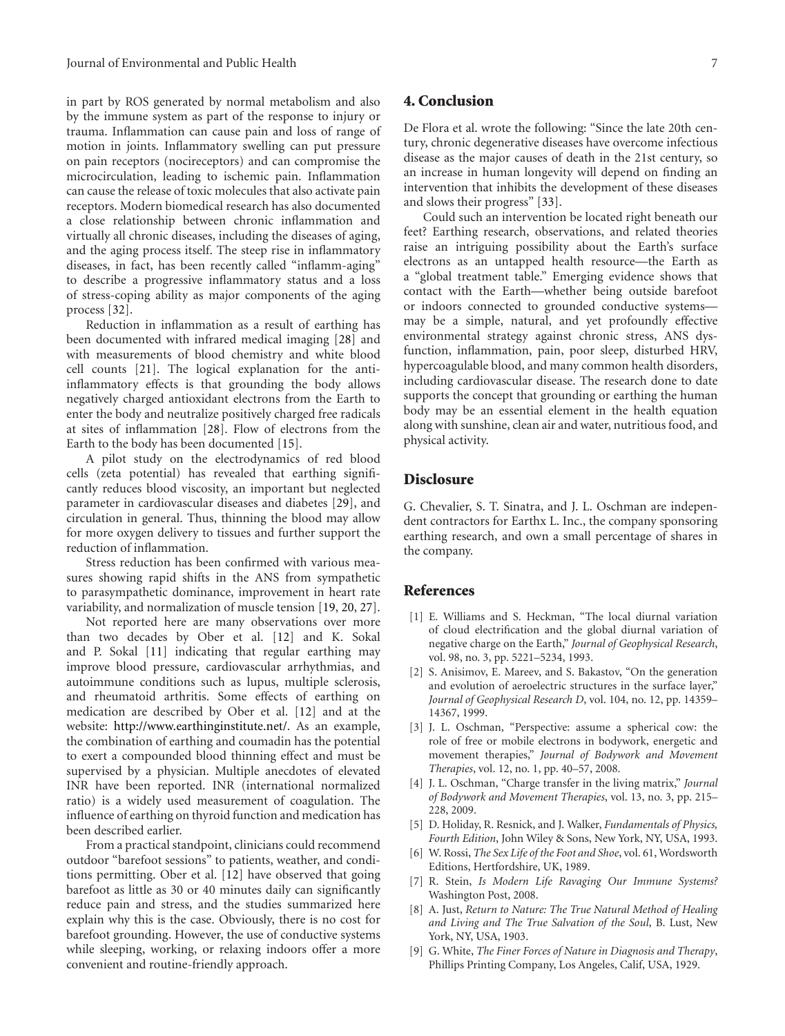in part by ROS generated by normal metabolism and also by the immune system as part of the response to injury or trauma. Inflammation can cause pain and loss of range of motion in joints. Inflammatory swelling can put pressure on pain receptors (nocireceptors) and can compromise the microcirculation, leading to ischemic pain. Inflammation can cause the release of toxic molecules that also activate pain receptors. Modern biomedical research has also documented a close relationship between chronic inflammation and virtually all chronic diseases, including the diseases of aging, and the aging process itself. The steep rise in inflammatory diseases, in fact, has been recently called "inflamm-aging" to describe a progressive inflammatory status and a loss of stress-coping ability as major components of the aging process [32].

Reduction in inflammation as a result of earthing has been documented with infrared medical imaging [28] and with measurements of blood chemistry and white blood cell counts [21]. The logical explanation for the anti-inflammatory effects is that grounding the body allows negatively charged antioxidant electrons from the Earth to enter the body and neutralize positively charged free radicals at sites of inflammation [28]. Flow of electrons from the Earth to the body has been documented [15].

A pilot study on the electrodynamics of red blood cells (zeta potential) has revealed that earthing significantly reduces blood viscosity, an important but neglected parameter in cardiovascular diseases and diabetes [29], and circulation in general. Thus, thinning the blood may allow for more oxygen delivery to tissues and further support the reduction of inflammation.

Stress reduction has been confirmed with various measures showing rapid shifts in the ANS from sympathetic to parasympathetic dominance, improvement in heart rate variability, and normalization of muscle tension [19, 20, 27].

Not reported here are many observations over more than two decades by Ober et al. [12] and K. Sokal and P. Sokal [11] indicating that regular earthing may improve blood pressure, cardiovascular arrhythmias, and autoimmune conditions such as lupus, multiple sclerosis, and rheumatoid arthritis. Some effects of earthing on medication are described by Ober et al. [12] and at the website: http://www.earthinginstitute.net/. As an example, the combination of earthing and coumadin has the potential to exert a compounded blood thinning effect and must be supervised by a physician. Multiple anecdotes of elevated INR have been reported. INR (international normalized ratio) is a widely used measurement of coagulation. The influence of earthing on thyroid function and medication has been described earlier.

From a practical standpoint, clinicians could recommend outdoor "barefoot sessions" to patients, weather, and conditions permitting. Ober et al. [12] have observed that going barefoot as little as 30 or 40 minutes daily can significantly reduce pain and stress, and the studies summarized here explain why this is the case. Obviously, there is no cost for barefoot grounding. However, the use of conductive systems while sleeping, working, or relaxing indoors offer a more convenient and routine-friendly approach.

## 4. Conclusion

De Flora et al. wrote the following: "Since the late 20th century, chronic degenerative diseases have overcome infectious disease as the major causes of death in the 21st century, so an increase in human longevity will depend on finding an intervention that inhibits the development of these diseases and slows their progress" [33].

Could such an intervention be located right beneath our feet? Earthing research, observations, and related theories raise an intriguing possibility about the Earth's surface electrons as an untapped health resource—the Earth as a "global treatment table." Emerging evidence shows that contact with the Earth—whether being outside barefoot or indoors connected to grounded conductive systems—may be a simple, natural, and yet profoundly effective environmental strategy against chronic stress, ANS dysfunction, inflammation, pain, poor sleep, disturbed HRV, hypercoagulable blood, and many common health disorders, including cardiovascular disease. The research done to date supports the concept that grounding or earthing the human body may be an essential element in the health equation along with sunshine, clean air and water, nutritious food, and physical activity.

## Disclosure

G. Chevalier, S. T. Sinatra, and J. L. Oschman are independent contractors for Earthx L. Inc., the company sponsoring earthing research, and own a small percentage of shares in the company.

## References

[1] E. Williams and S. Heckman, "The local diurnal variation of cloud electrification and the global diurnal variation of negative charge on the Earth," *Journal of Geophysical Research*, vol. 98, no. 3, pp. 5221–5234, 1993.

[2] S. Anisimov, E. Mareev, and S. Bakastov, "On the generation and evolution of aeroelectric structures in the surface layer," *Journal of Geophysical Research D*, vol. 104, no. 12, pp. 14359–14367, 1999.

[3] J. L. Oschman, "Perspective: assume a spherical cow: the role of free or mobile electrons in bodywork, energetic and movement therapies," *Journal of Bodywork and Movement Therapies*, vol. 12, no. 1, pp. 40–57, 2008.

[4] J. L. Oschman, "Charge transfer in the living matrix," *Journal of Bodywork and Movement Therapies*, vol. 13, no. 3, pp. 215–228, 2009.

[5] D. Holiday, R. Resnick, and J. Walker, *Fundamentals of Physics, Fourth Edition*, John Wiley & Sons, New York, NY, USA, 1993.

[6] W. Rossi, *The Sex Life of the Foot and Shoe*, vol. 61, Wordsworth Editions, Hertfordshire, UK, 1989.

[7] R. Stein, *Is Modern Life Ravaging Our Immune Systems?* Washington Post, 2008.

[8] A. Just, *Return to Nature: The True Natural Method of Healing and Living and The True Salvation of the Soul*, B. Lust, New York, NY, USA, 1903.

[9] G. White, *The Finer Forces of Nature in Diagnosis and Therapy*, Phillips Printing Company, Los Angeles, Calif, USA, 1929.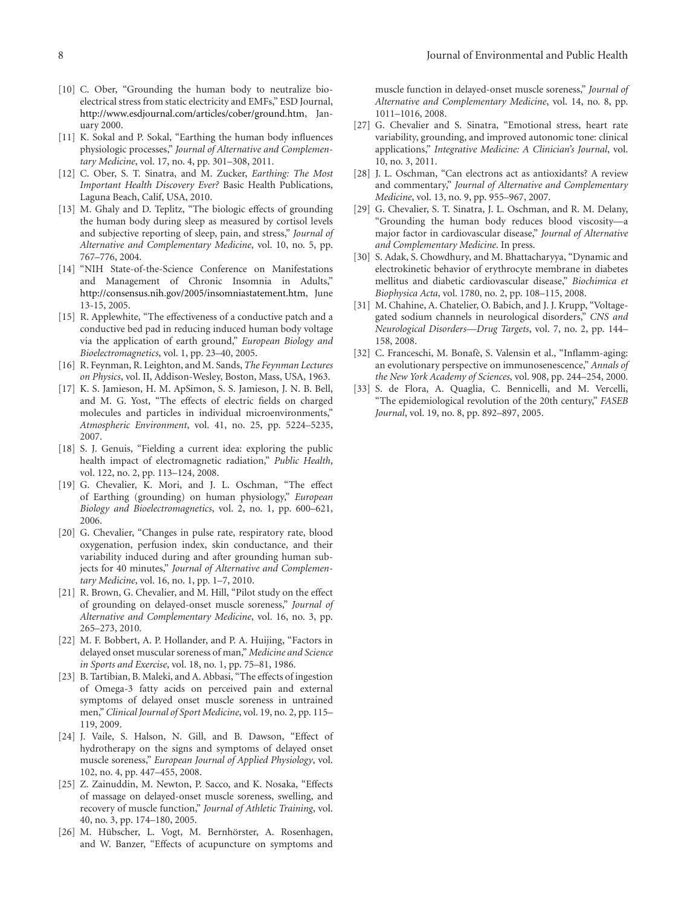[10] C. Ober, "Grounding the human body to neutralize bioelectrical stress from static electricity and EMFs," ESD Journal, http://www.esdjournal.com/articles/cober/ground.htm, January 2000.

[11] K. Sokal and P. Sokal, "Earthing the human body influences physiologic processes," *Journal of Alternative and Complementary Medicine*, vol. 17, no. 4, pp. 301–308, 2011.

[12] C. Ober, S. T. Sinatra, and M. Zucker, *Earthing: The Most Important Health Discovery Ever?* Basic Health Publications, Laguna Beach, Calif, USA, 2010.

[13] M. Ghaly and D. Teplitz, "The biologic effects of grounding the human body during sleep as measured by cortisol levels and subjective reporting of sleep, pain, and stress," *Journal of Alternative and Complementary Medicine*, vol. 10, no. 5, pp. 767–776, 2004.

[14] "NIH State-of-the-Science Conference on Manifestations and Management of Chronic Insomnia in Adults," http://consensus.nih.gov/2005/insomniastatement.htm, June 13-15, 2005.

[15] R. Applewhite, "The effectiveness of a conductive patch and a conductive bed pad in reducing induced human body voltage via the application of earth ground," *European Biology and Bioelectromagnetics*, vol. 1, pp. 23–40, 2005.

[16] R. Feynman, R. Leighton, and M. Sands, *The Feynman Lectures on Physics*, vol. II, Addison-Wesley, Boston, Mass, USA, 1963.

[17] K. S. Jamieson, H. M. ApSimon, S. S. Jamieson, J. N. B. Bell, and M. G. Yost, "The effects of electric fields on charged molecules and particles in individual microenvironments," *Atmospheric Environment*, vol. 41, no. 25, pp. 5224–5235, 2007.

[18] S. J. Genuis, "Fielding a current idea: exploring the public health impact of electromagnetic radiation," *Public Health*, vol. 122, no. 2, pp. 113–124, 2008.

[19] G. Chevalier, K. Mori, and J. L. Oschman, "The effect of Earthing (grounding) on human physiology," *European Biology and Bioelectromagnetics*, vol. 2, no. 1, pp. 600–621, 2006.

[20] G. Chevalier, "Changes in pulse rate, respiratory rate, blood oxygenation, perfusion index, skin conductance, and their variability induced during and after grounding human subjects for 40 minutes," *Journal of Alternative and Complementary Medicine*, vol. 16, no. 1, pp. 1–7, 2010.

[21] R. Brown, G. Chevalier, and M. Hill, "Pilot study on the effect of grounding on delayed-onset muscle soreness," *Journal of Alternative and Complementary Medicine*, vol. 16, no. 3, pp. 265–273, 2010.

[22] M. F. Bobbert, A. P. Hollander, and P. A. Huijing, "Factors in delayed onset muscular soreness of man," *Medicine and Science in Sports and Exercise*, vol. 18, no. 1, pp. 75–81, 1986.

[23] B. Tartibian, B. Maleki, and A. Abbasi, "The effects of ingestion of Omega-3 fatty acids on perceived pain and external symptoms of delayed onset muscle soreness in untrained men," *Clinical Journal of Sport Medicine*, vol. 19, no. 2, pp. 115–119, 2009.

[24] J. Vaile, S. Halson, N. Gill, and B. Dawson, "Effect of hydrotherapy on the signs and symptoms of delayed onset muscle soreness," *European Journal of Applied Physiology*, vol. 102, no. 4, pp. 447–455, 2008.

[25] Z. Zainuddin, M. Newton, P. Sacco, and K. Nosaka, "Effects of massage on delayed-onset muscle soreness, swelling, and recovery of muscle function," *Journal of Athletic Training*, vol. 40, no. 3, pp. 174–180, 2005.

[26] M. Hübscher, L. Vogt, M. Bernhörster, A. Rosenhagen, and W. Banzer, "Effects of acupuncture on symptoms and muscle function in delayed-onset muscle soreness," *Journal of Alternative and Complementary Medicine*, vol. 14, no. 8, pp. 1011–1016, 2008.

[27] G. Chevalier and S. Sinatra, "Emotional stress, heart rate variability, grounding, and improved autonomic tone: clinical applications," *Integrative Medicine: A Clinician's Journal*, vol. 10, no. 3, 2011.

[28] J. L. Oschman, "Can electrons act as antioxidants? A review and commentary," *Journal of Alternative and Complementary Medicine*, vol. 13, no. 9, pp. 955–967, 2007.

[29] G. Chevalier, S. T. Sinatra, J. L. Oschman, and R. M. Delany, "Grounding the human body reduces blood viscosity—a major factor in cardiovascular disease," *Journal of Alternative and Complementary Medicine*. In press.

[30] S. Adak, S. Chowdhury, and M. Bhattacharyya, "Dynamic and electrokinetic behavior of erythrocyte membrane in diabetes mellitus and diabetic cardiovascular disease," *Biochimica et Biophysica Acta*, vol. 1780, no. 2, pp. 108–115, 2008.

[31] M. Chahine, A. Chatelier, O. Babich, and J. J. Krupp, "Voltage-gated sodium channels in neurological disorders," *CNS and Neurological Disorders—Drug Targets*, vol. 7, no. 2, pp. 144–158, 2008.

[32] C. Franceschi, M. Bonafè, S. Valensin et al., "Inflamm-aging: an evolutionary perspective on immunosenescence," *Annals of the New York Academy of Sciences*, vol. 908, pp. 244–254, 2000.

[33] S. de Flora, A. Quaglia, C. Bennicelli, and M. Vercelli, "The epidemiological revolution of the 20th century," *FASEB Journal*, vol. 19, no. 8, pp. 892–897, 2005.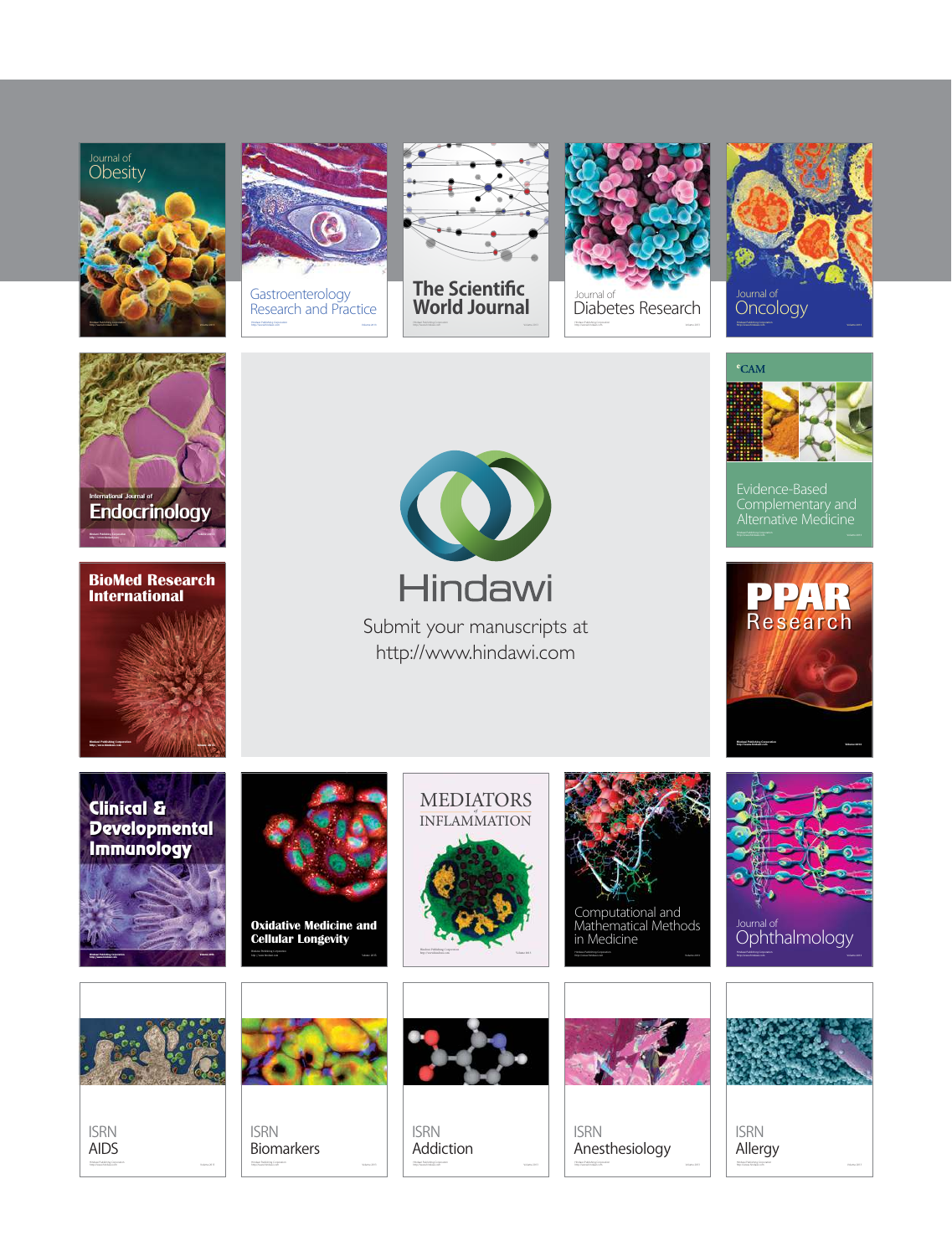Hindawi

Submit your manuscripts at
http://www.hindawi.com

Journal of Obesity

Gastroenterology Research and Practice

The Scientific World Journal

Journal of Diabetes Research

Journal of Oncology

International Journal of Endocrinology

Evidence-Based Complementary and Alternative Medicine

BioMed Research International

PPAR Research

Clinical & Developmental Immunology

Oxidative Medicine and Cellular Longevity

MEDIATORS of INFLAMMATION

Computational and Mathematical Methods in Medicine

Journal of Ophthalmology

ISRN AIDS

ISRN Biomarkers

ISRN Addiction

ISRN Anesthesiology

ISRN Allergy